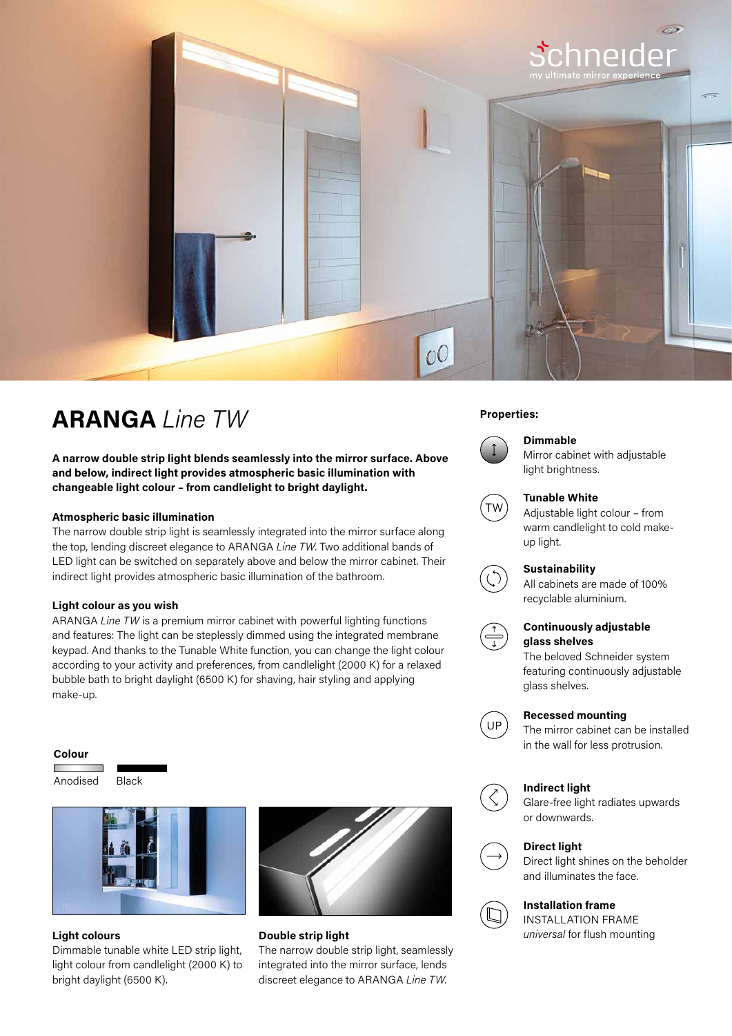# ARANGA *Line TW*

**A narrow double strip light blends seamlessly into the mirror surface. Above and below, indirect light provides atmospheric basic illumination with changeable light colour – from candlelight to bright daylight.**

### Atmospheric basic illumination

The narrow double strip light is seamlessly integrated into the mirror surface along the top, lending discreet elegance to ARANGA *Line TW*. Two additional bands of LED light can be switched on separately above and below the mirror cabinet. Their indirect light provides atmospheric basic illumination of the bathroom.

### Light colour as you wish

ARANGA *Line TW* is a premium mirror cabinet with powerful lighting functions and features: The light can be steplessly dimmed using the integrated membrane keypad. And thanks to the Tunable White function, you can change the light colour according to your activity and preferences, from candlelight (2000 K) for a relaxed bubble bath to bright daylight (6500 K) for shaving, hair styling and applying make-up.

### Colour

Anodised    Black

### Light colours

Dimmable tunable white LED strip light, light colour from candlelight (2000 K) to bright daylight (6500 K).

### Double strip light

The narrow double strip light, seamlessly integrated into the mirror surface, lends discreet elegance to ARANGA *Line TW*.

## Properties:

**Dimmable**
Mirror cabinet with adjustable light brightness.

**Tunable White**
Adjustable light colour – from warm candlelight to cold make-up light.

**Sustainability**
All cabinets are made of 100% recyclable aluminium.

**Continuously adjustable glass shelves**
The beloved Schneider system featuring continuously adjustable glass shelves.

**Recessed mounting**
The mirror cabinet can be installed in the wall for less protrusion.

**Indirect light**
Glare-free light radiates upwards or downwards.

**Direct light**
Direct light shines on the beholder and illuminates the face.

**Installation frame**
INSTALLATION FRAME *universal* for flush mounting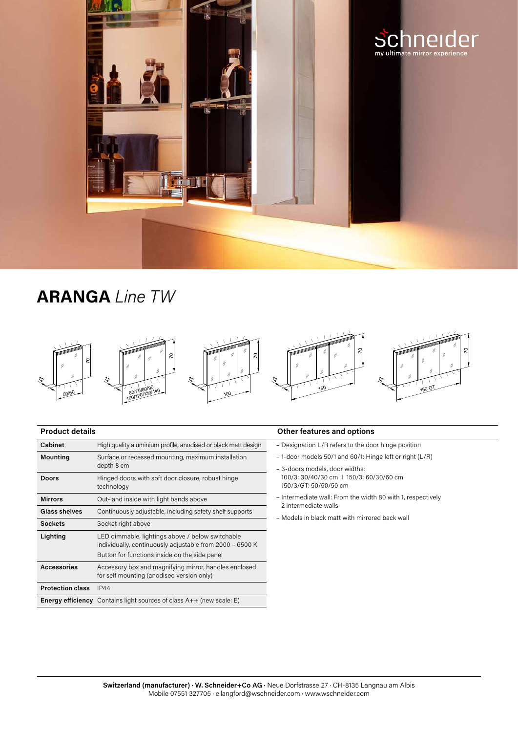schneider
my ultimate mirror experience

# **ARANGA** *Line TW*

12
70
50/60

12
70
60/70/80/90/
100/120/130/140

12
70
100

12
70
150

12
70
150 GT

## Product details

| | |
|---|---|
| **Cabinet** | High quality aluminium profile, anodised or black matt design |
| **Mounting** | Surface or recessed mounting, maximum installation depth 8 cm |
| **Doors** | Hinged doors with soft door closure, robust hinge technology |
| **Mirrors** | Out- and inside with light bands above |
| **Glass shelves** | Continuously adjustable, including safety shelf supports |
| **Sockets** | Socket right above |
| **Lighting** | LED dimmable, lightings above / below switchable individually, continuously adjustable from 2000 – 6500 K<br>Button for functions inside on the side panel |
| **Accessories** | Accessory box and magnifying mirror, handles enclosed for self mounting (anodised version only) |
| **Protection class** | IP44 |
| **Energy efficiency** | Contains light sources of class A++ (new scale: E) |

## Other features and options

- Designation L/R refers to the door hinge position
- 1-door models 50/1 and 60/1: Hinge left or right (L/R)
- 3-doors models, door widths:
  100/3: 30/40/30 cm I 150/3: 60/30/60 cm
  150/3/GT: 50/50/50 cm
- Intermediate wall: From the width 80 with 1, respectively 2 intermediate walls
- Models in black matt with mirrored back wall

**Switzerland (manufacturer) · W. Schneider+Co AG ·** Neue Dorfstrasse 27 · CH-8135 Langnau am Albis
Mobile 07551 327705 · e.langford@wschneider.com · www.wschneider.com